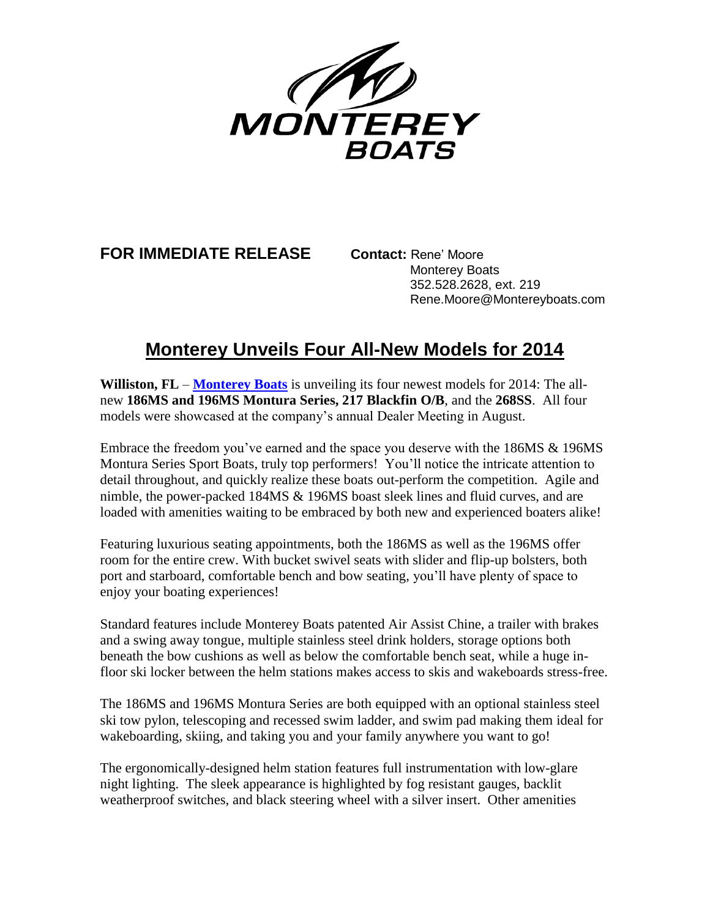MONTEREY BOATS

**FOR IMMEDIATE RELEASE**

**Contact:** Rene' Moore
Monterey Boats
352.528.2628, ext. 219
Rene.Moore@Montereyboats.com

# Monterey Unveils Four All-New Models for 2014

**Williston, FL** – **Monterey Boats** is unveiling its four newest models for 2014: The all-new **186MS and 196MS Montura Series, 217 Blackfin O/B**, and the **268SS**. All four models were showcased at the company's annual Dealer Meeting in August.

Embrace the freedom you've earned and the space you deserve with the 186MS & 196MS Montura Series Sport Boats, truly top performers! You'll notice the intricate attention to detail throughout, and quickly realize these boats out-perform the competition. Agile and nimble, the power-packed 184MS & 196MS boast sleek lines and fluid curves, and are loaded with amenities waiting to be embraced by both new and experienced boaters alike!

Featuring luxurious seating appointments, both the 186MS as well as the 196MS offer room for the entire crew. With bucket swivel seats with slider and flip-up bolsters, both port and starboard, comfortable bench and bow seating, you'll have plenty of space to enjoy your boating experiences!

Standard features include Monterey Boats patented Air Assist Chine, a trailer with brakes and a swing away tongue, multiple stainless steel drink holders, storage options both beneath the bow cushions as well as below the comfortable bench seat, while a huge in-floor ski locker between the helm stations makes access to skis and wakeboards stress-free.

The 186MS and 196MS Montura Series are both equipped with an optional stainless steel ski tow pylon, telescoping and recessed swim ladder, and swim pad making them ideal for wakeboarding, skiing, and taking you and your family anywhere you want to go!

The ergonomically-designed helm station features full instrumentation with low-glare night lighting. The sleek appearance is highlighted by fog resistant gauges, backlit weatherproof switches, and black steering wheel with a silver insert. Other amenities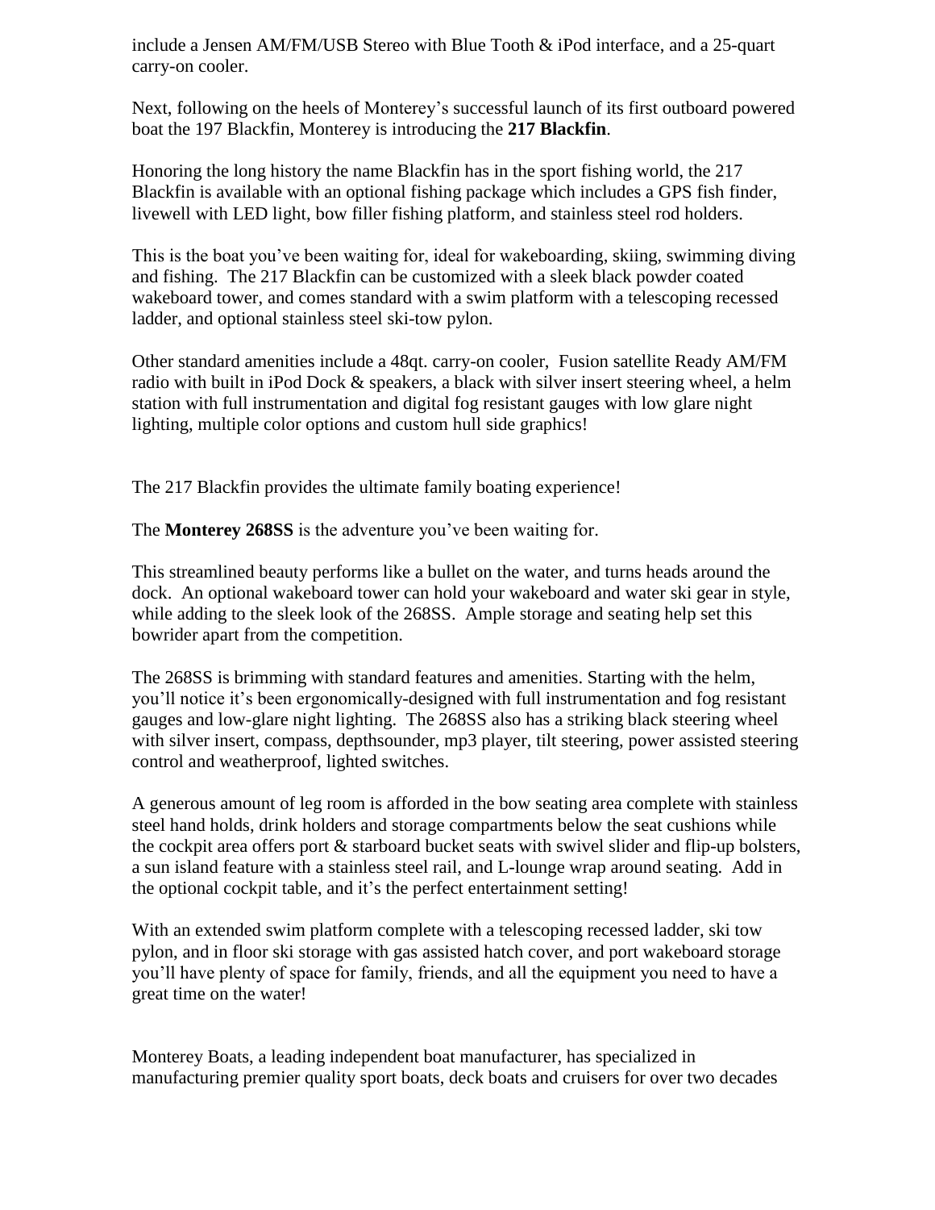include a Jensen AM/FM/USB Stereo with Blue Tooth & iPod interface, and a 25-quart carry-on cooler.

Next, following on the heels of Monterey's successful launch of its first outboard powered boat the 197 Blackfin, Monterey is introducing the **217 Blackfin**.

Honoring the long history the name Blackfin has in the sport fishing world, the 217 Blackfin is available with an optional fishing package which includes a GPS fish finder, livewell with LED light, bow filler fishing platform, and stainless steel rod holders.

This is the boat you've been waiting for, ideal for wakeboarding, skiing, swimming diving and fishing. The 217 Blackfin can be customized with a sleek black powder coated wakeboard tower, and comes standard with a swim platform with a telescoping recessed ladder, and optional stainless steel ski-tow pylon.

Other standard amenities include a 48qt. carry-on cooler, Fusion satellite Ready AM/FM radio with built in iPod Dock & speakers, a black with silver insert steering wheel, a helm station with full instrumentation and digital fog resistant gauges with low glare night lighting, multiple color options and custom hull side graphics!

The 217 Blackfin provides the ultimate family boating experience!

The **Monterey 268SS** is the adventure you've been waiting for.

This streamlined beauty performs like a bullet on the water, and turns heads around the dock. An optional wakeboard tower can hold your wakeboard and water ski gear in style, while adding to the sleek look of the 268SS. Ample storage and seating help set this bowrider apart from the competition.

The 268SS is brimming with standard features and amenities. Starting with the helm, you'll notice it's been ergonomically-designed with full instrumentation and fog resistant gauges and low-glare night lighting. The 268SS also has a striking black steering wheel with silver insert, compass, depthsounder, mp3 player, tilt steering, power assisted steering control and weatherproof, lighted switches.

A generous amount of leg room is afforded in the bow seating area complete with stainless steel hand holds, drink holders and storage compartments below the seat cushions while the cockpit area offers port & starboard bucket seats with swivel slider and flip-up bolsters, a sun island feature with a stainless steel rail, and L-lounge wrap around seating. Add in the optional cockpit table, and it's the perfect entertainment setting!

With an extended swim platform complete with a telescoping recessed ladder, ski tow pylon, and in floor ski storage with gas assisted hatch cover, and port wakeboard storage you'll have plenty of space for family, friends, and all the equipment you need to have a great time on the water!

Monterey Boats, a leading independent boat manufacturer, has specialized in manufacturing premier quality sport boats, deck boats and cruisers for over two decades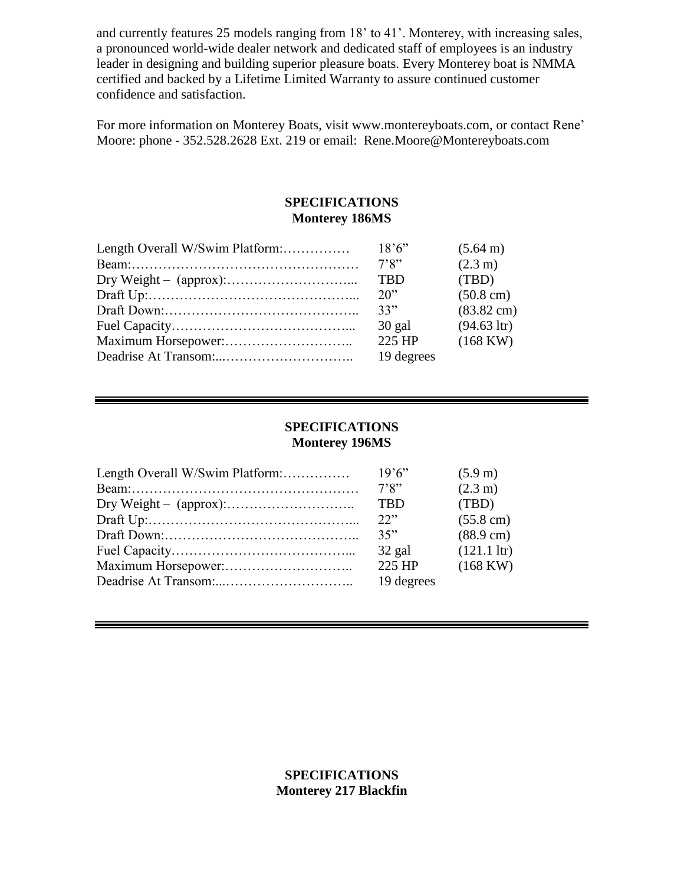and currently features 25 models ranging from 18' to 41'. Monterey, with increasing sales, a pronounced world-wide dealer network and dedicated staff of employees is an industry leader in designing and building superior pleasure boats. Every Monterey boat is NMMA certified and backed by a Lifetime Limited Warranty to assure continued customer confidence and satisfaction.

For more information on Monterey Boats, visit www.montereyboats.com, or contact Rene' Moore: phone - 352.528.2628 Ext. 219 or email: Rene.Moore@Montereyboats.com

**SPECIFICATIONS**
**Monterey 186MS**

| | | |
|---|---|---|
| Length Overall W/Swim Platform: | 18'6" | (5.64 m) |
| Beam: | 7'8" | (2.3 m) |
| Dry Weight – (approx): | TBD | (TBD) |
| Draft Up: | 20" | (50.8 cm) |
| Draft Down: | 33" | (83.82 cm) |
| Fuel Capacity | 30 gal | (94.63 ltr) |
| Maximum Horsepower: | 225 HP | (168 KW) |
| Deadrise At Transom: | 19 degrees | |

---

**SPECIFICATIONS**
**Monterey 196MS**

| | | |
|---|---|---|
| Length Overall W/Swim Platform: | 19'6" | (5.9 m) |
| Beam: | 7'8" | (2.3 m) |
| Dry Weight – (approx): | TBD | (TBD) |
| Draft Up: | 22" | (55.8 cm) |
| Draft Down: | 35" | (88.9 cm) |
| Fuel Capacity | 32 gal | (121.1 ltr) |
| Maximum Horsepower: | 225 HP | (168 KW) |
| Deadrise At Transom: | 19 degrees | |

---

**SPECIFICATIONS**
**Monterey 217 Blackfin**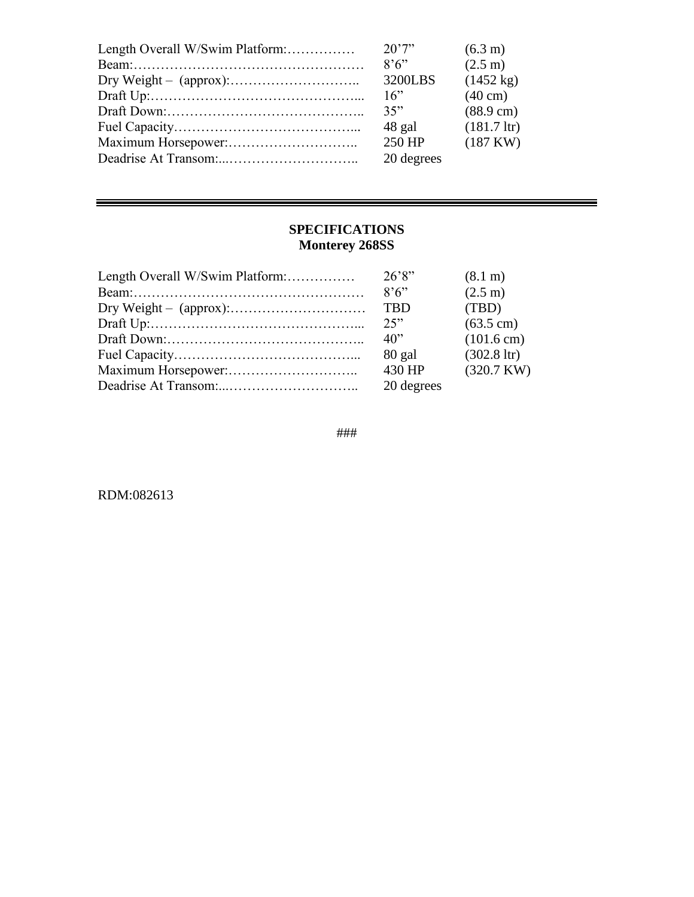| | | |
|---|---|---|
| Length Overall W/Swim Platform:…………… | 20'7" | (6.3 m) |
| Beam:…………………………………………… | 8'6" | (2.5 m) |
| Dry Weight – (approx):……………………….. | 3200LBS | (1452 kg) |
| Draft Up:………………………………………... | 16" | (40 cm) |
| Draft Down:…………………………………….. | 35" | (88.9 cm) |
| Fuel Capacity…………………………………... | 48 gal | (181.7 ltr) |
| Maximum Horsepower:……………………….. | 250 HP | (187 KW) |
| Deadrise At Transom:...……………………….. | 20 degrees | |

---

**SPECIFICATIONS**
**Monterey 268SS**

| | | |
|---|---|---|
| Length Overall W/Swim Platform:…………… | 26'8" | (8.1 m) |
| Beam:…………………………………………… | 8'6" | (2.5 m) |
| Dry Weight – (approx):………………………… | TBD | (TBD) |
| Draft Up:………………………………………... | 25" | (63.5 cm) |
| Draft Down:…………………………………….. | 40" | (101.6 cm) |
| Fuel Capacity…………………………………... | 80 gal | (302.8 ltr) |
| Maximum Horsepower:……………………….. | 430 HP | (320.7 KW) |
| Deadrise At Transom:...……………………….. | 20 degrees | |

###

RDM:082613